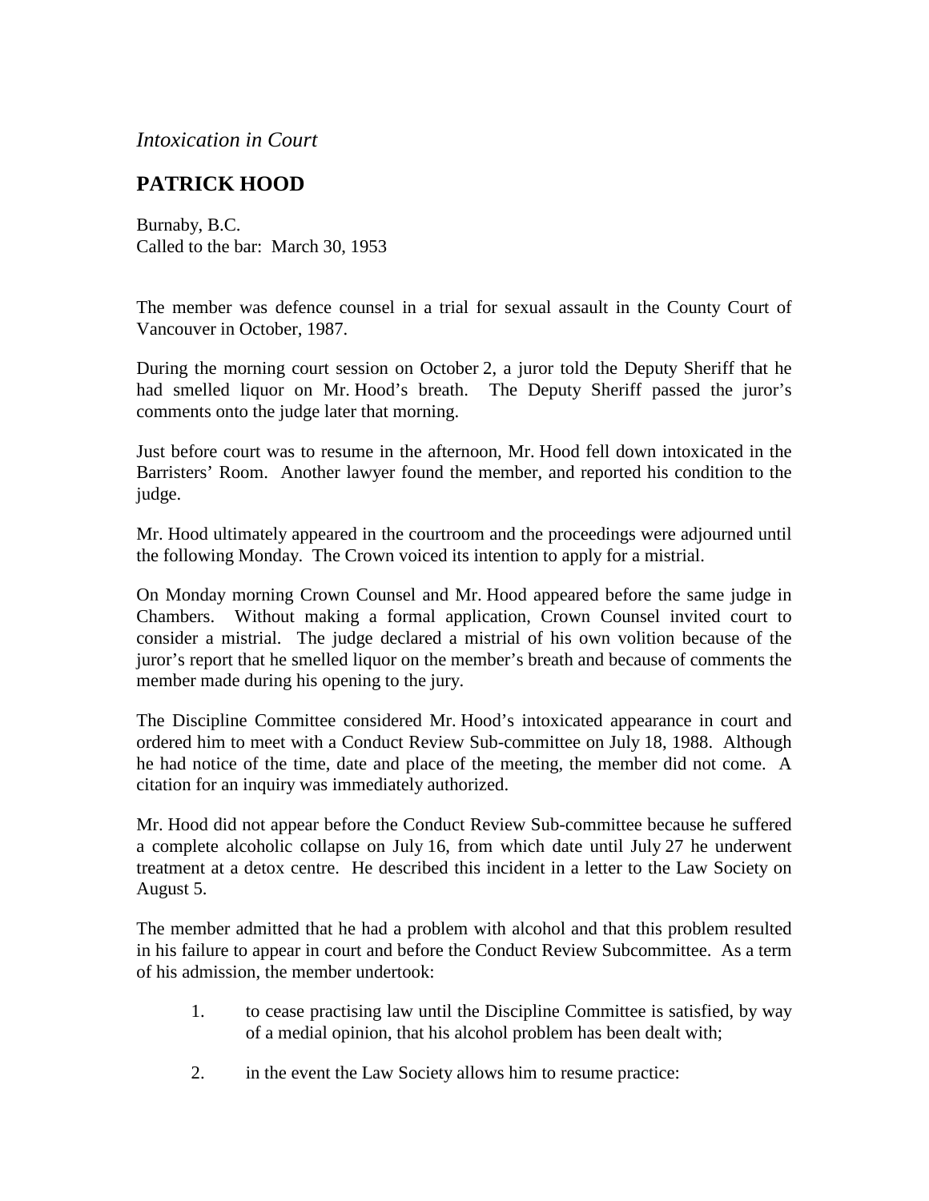*Intoxication in Court*

## PATRICK HOOD

Burnaby, B.C.
Called to the bar: March 30, 1953

The member was defence counsel in a trial for sexual assault in the County Court of Vancouver in October, 1987.

During the morning court session on October 2, a juror told the Deputy Sheriff that he had smelled liquor on Mr. Hood's breath. The Deputy Sheriff passed the juror's comments onto the judge later that morning.

Just before court was to resume in the afternoon, Mr. Hood fell down intoxicated in the Barristers' Room. Another lawyer found the member, and reported his condition to the judge.

Mr. Hood ultimately appeared in the courtroom and the proceedings were adjourned until the following Monday. The Crown voiced its intention to apply for a mistrial.

On Monday morning Crown Counsel and Mr. Hood appeared before the same judge in Chambers. Without making a formal application, Crown Counsel invited court to consider a mistrial. The judge declared a mistrial of his own volition because of the juror's report that he smelled liquor on the member's breath and because of comments the member made during his opening to the jury.

The Discipline Committee considered Mr. Hood's intoxicated appearance in court and ordered him to meet with a Conduct Review Sub-committee on July 18, 1988. Although he had notice of the time, date and place of the meeting, the member did not come. A citation for an inquiry was immediately authorized.

Mr. Hood did not appear before the Conduct Review Sub-committee because he suffered a complete alcoholic collapse on July 16, from which date until July 27 he underwent treatment at a detox centre. He described this incident in a letter to the Law Society on August 5.

The member admitted that he had a problem with alcohol and that this problem resulted in his failure to appear in court and before the Conduct Review Subcommittee. As a term of his admission, the member undertook:

1. to cease practising law until the Discipline Committee is satisfied, by way of a medial opinion, that his alcohol problem has been dealt with;
2. in the event the Law Society allows him to resume practice: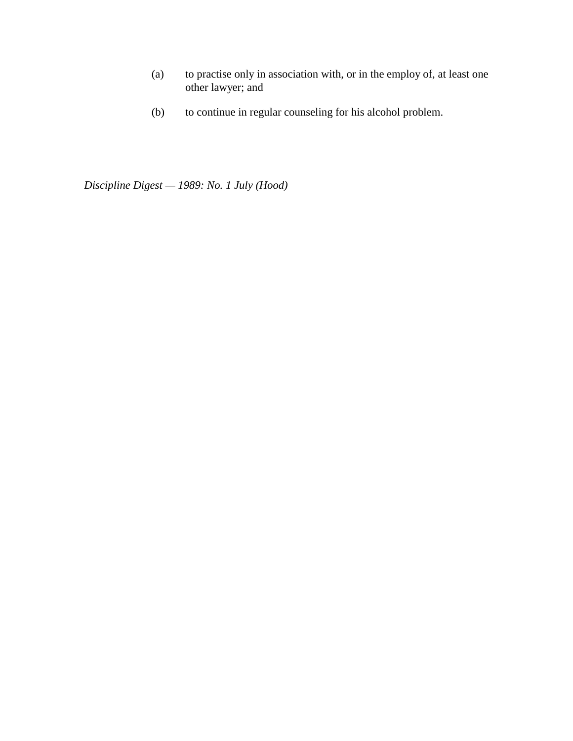(a) to practise only in association with, or in the employ of, at least one other lawyer; and

(b) to continue in regular counseling for his alcohol problem.

*Discipline Digest — 1989: No. 1 July (Hood)*